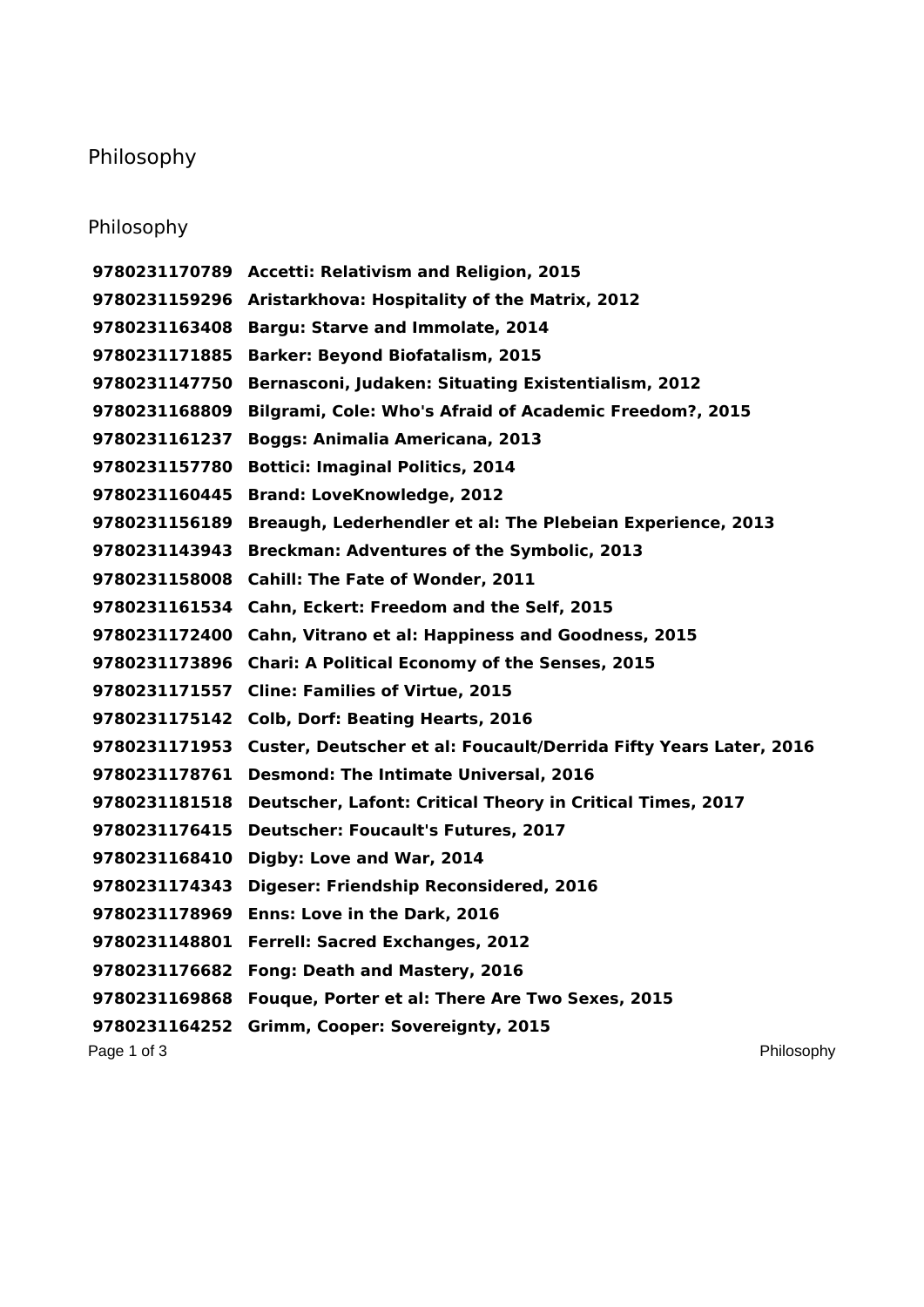# Philosophy

## Philosophy

| | |
|---|---|
| **9780231170789** | **Accetti: Relativism and Religion, 2015** |
| **9780231159296** | **Aristarkhova: Hospitality of the Matrix, 2012** |
| **9780231163408** | **Bargu: Starve and Immolate, 2014** |
| **9780231171885** | **Barker: Beyond Biofatalism, 2015** |
| **9780231147750** | **Bernasconi, Judaken: Situating Existentialism, 2012** |
| **9780231168809** | **Bilgrami, Cole: Who's Afraid of Academic Freedom?, 2015** |
| **9780231161237** | **Boggs: Animalia Americana, 2013** |
| **9780231157780** | **Bottici: Imaginal Politics, 2014** |
| **9780231160445** | **Brand: LoveKnowledge, 2012** |
| **9780231156189** | **Breaugh, Lederhendler et al: The Plebeian Experience, 2013** |
| **9780231143943** | **Breckman: Adventures of the Symbolic, 2013** |
| **9780231158008** | **Cahill: The Fate of Wonder, 2011** |
| **9780231161534** | **Cahn, Eckert: Freedom and the Self, 2015** |
| **9780231172400** | **Cahn, Vitrano et al: Happiness and Goodness, 2015** |
| **9780231173896** | **Chari: A Political Economy of the Senses, 2015** |
| **9780231171557** | **Cline: Families of Virtue, 2015** |
| **9780231175142** | **Colb, Dorf: Beating Hearts, 2016** |
| **9780231171953** | **Custer, Deutscher et al: Foucault/Derrida Fifty Years Later, 2016** |
| **9780231178761** | **Desmond: The Intimate Universal, 2016** |
| **9780231181518** | **Deutscher, Lafont: Critical Theory in Critical Times, 2017** |
| **9780231176415** | **Deutscher: Foucault's Futures, 2017** |
| **9780231168410** | **Digby: Love and War, 2014** |
| **9780231174343** | **Digeser: Friendship Reconsidered, 2016** |
| **9780231178969** | **Enns: Love in the Dark, 2016** |
| **9780231148801** | **Ferrell: Sacred Exchanges, 2012** |
| **9780231176682** | **Fong: Death and Mastery, 2016** |
| **9780231169868** | **Fouque, Porter et al: There Are Two Sexes, 2015** |
| **9780231164252** | **Grimm, Cooper: Sovereignty, 2015** |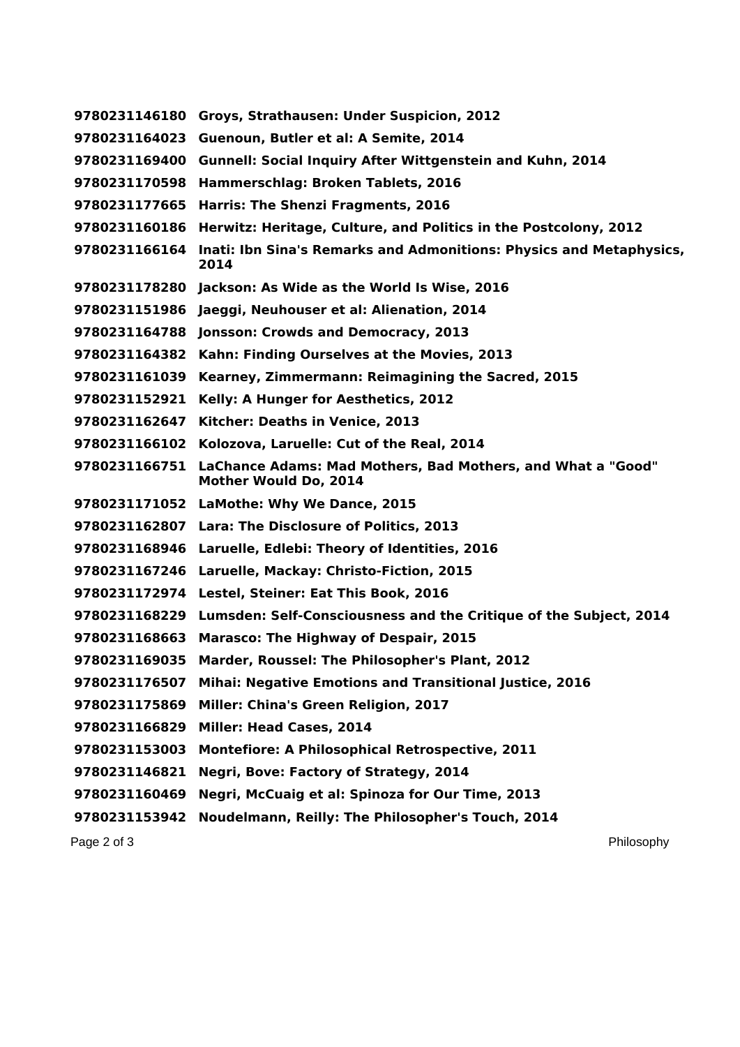**9780231146180 Groys, Strathausen: Under Suspicion, 2012**

**9780231164023 Guenoun, Butler et al: A Semite, 2014**

**9780231169400 Gunnell: Social Inquiry After Wittgenstein and Kuhn, 2014**

**9780231170598 Hammerschlag: Broken Tablets, 2016**

**9780231177665 Harris: The Shenzi Fragments, 2016**

**9780231160186 Herwitz: Heritage, Culture, and Politics in the Postcolony, 2012**

**9780231166164 Inati: Ibn Sina's Remarks and Admonitions: Physics and Metaphysics, 2014**

**9780231178280 Jackson: As Wide as the World Is Wise, 2016**

**9780231151986 Jaeggi, Neuhouser et al: Alienation, 2014**

**9780231164788 Jonsson: Crowds and Democracy, 2013**

**9780231164382 Kahn: Finding Ourselves at the Movies, 2013**

**9780231161039 Kearney, Zimmermann: Reimagining the Sacred, 2015**

**9780231152921 Kelly: A Hunger for Aesthetics, 2012**

**9780231162647 Kitcher: Deaths in Venice, 2013**

**9780231166102 Kolozova, Laruelle: Cut of the Real, 2014**

**9780231166751 LaChance Adams: Mad Mothers, Bad Mothers, and What a "Good" Mother Would Do, 2014**

**9780231171052 LaMothe: Why We Dance, 2015**

**9780231162807 Lara: The Disclosure of Politics, 2013**

**9780231168946 Laruelle, Edlebi: Theory of Identities, 2016**

**9780231167246 Laruelle, Mackay: Christo-Fiction, 2015**

**9780231172974 Lestel, Steiner: Eat This Book, 2016**

**9780231168229 Lumsden: Self-Consciousness and the Critique of the Subject, 2014**

**9780231168663 Marasco: The Highway of Despair, 2015**

**9780231169035 Marder, Roussel: The Philosopher's Plant, 2012**

**9780231176507 Mihai: Negative Emotions and Transitional Justice, 2016**

**9780231175869 Miller: China's Green Religion, 2017**

**9780231166829 Miller: Head Cases, 2014**

**9780231153003 Montefiore: A Philosophical Retrospective, 2011**

**9780231146821 Negri, Bove: Factory of Strategy, 2014**

**9780231160469 Negri, McCuaig et al: Spinoza for Our Time, 2013**

**9780231153942 Noudelmann, Reilly: The Philosopher's Touch, 2014**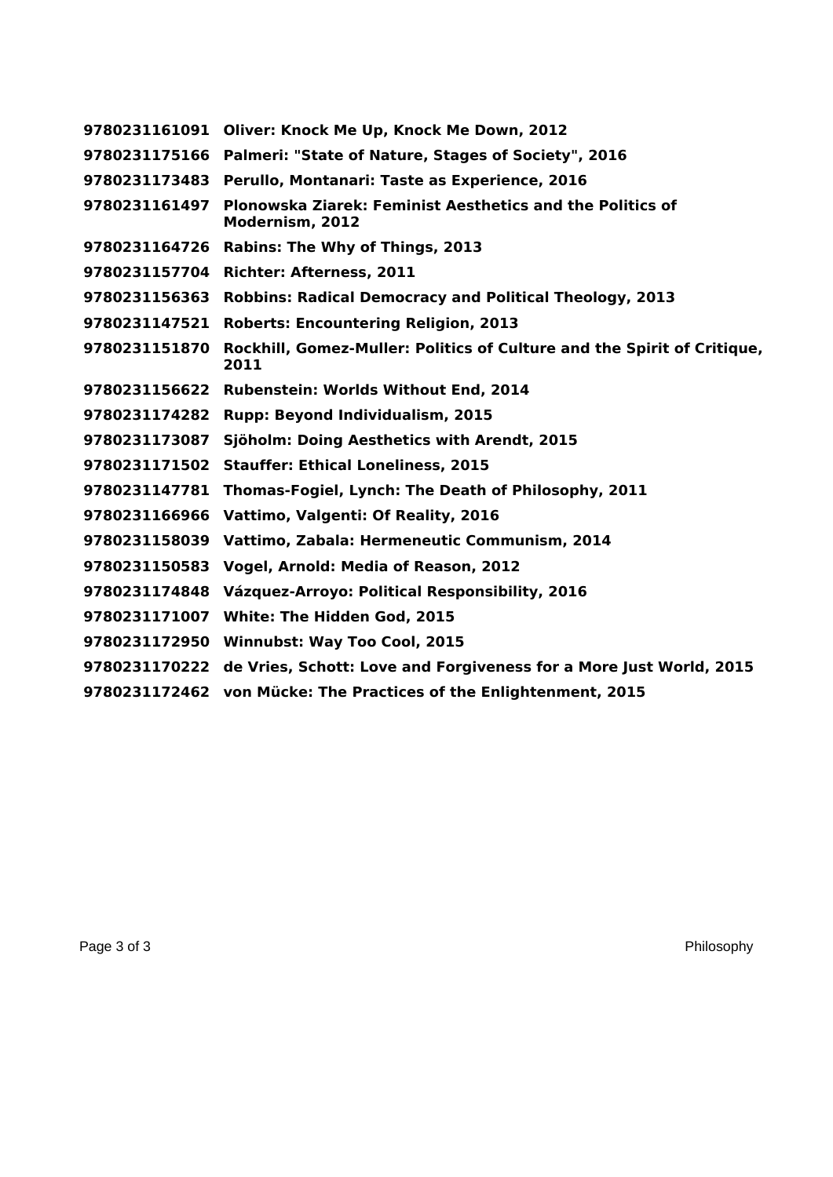**9780231161091 Oliver: Knock Me Up, Knock Me Down, 2012**

**9780231175166 Palmeri: "State of Nature, Stages of Society", 2016**

**9780231173483 Perullo, Montanari: Taste as Experience, 2016**

**9780231161497 Plonowska Ziarek: Feminist Aesthetics and the Politics of Modernism, 2012**

**9780231164726 Rabins: The Why of Things, 2013**

**9780231157704 Richter: Afterness, 2011**

**9780231156363 Robbins: Radical Democracy and Political Theology, 2013**

**9780231147521 Roberts: Encountering Religion, 2013**

**9780231151870 Rockhill, Gomez-Muller: Politics of Culture and the Spirit of Critique, 2011**

**9780231156622 Rubenstein: Worlds Without End, 2014**

**9780231174282 Rupp: Beyond Individualism, 2015**

**9780231173087 Sjöholm: Doing Aesthetics with Arendt, 2015**

**9780231171502 Stauffer: Ethical Loneliness, 2015**

**9780231147781 Thomas-Fogiel, Lynch: The Death of Philosophy, 2011**

**9780231166966 Vattimo, Valgenti: Of Reality, 2016**

**9780231158039 Vattimo, Zabala: Hermeneutic Communism, 2014**

**9780231150583 Vogel, Arnold: Media of Reason, 2012**

**9780231174848 Vázquez-Arroyo: Political Responsibility, 2016**

**9780231171007 White: The Hidden God, 2015**

**9780231172950 Winnubst: Way Too Cool, 2015**

**9780231170222 de Vries, Schott: Love and Forgiveness for a More Just World, 2015**

**9780231172462 von Mücke: The Practices of the Enlightenment, 2015**